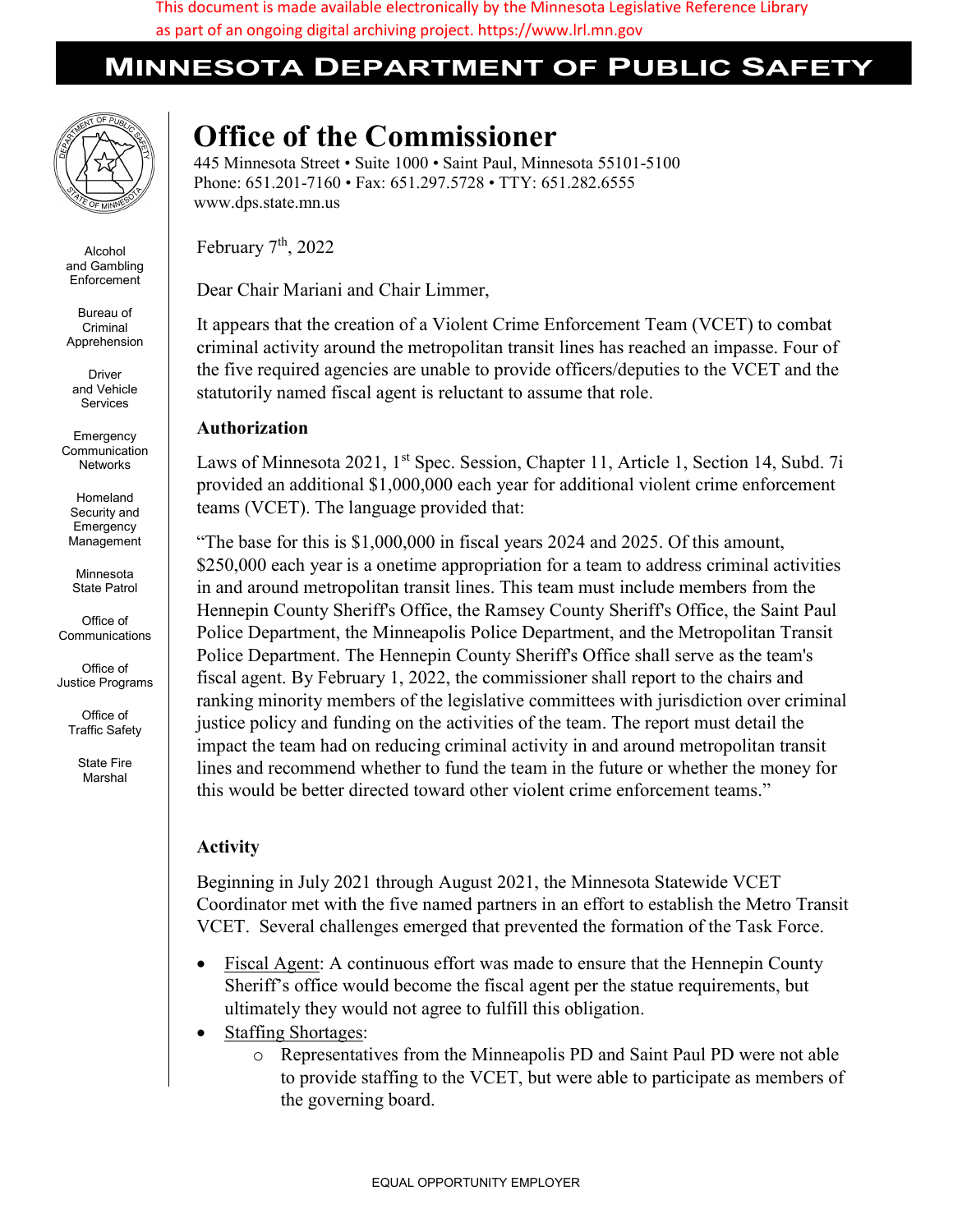This document is made available electronically by the Minnesota Legislative Reference Library as part of an ongoing digital archiving project. https://www.lrl.mn.gov

# MINNESOTA DEPARTMENT OF PUBLIC SAFETY

Alcohol and Gambling Enforcement

Bureau of Criminal Apprehension

Driver and Vehicle Services

Emergency Communication Networks

Homeland Security and Emergency Management

Minnesota State Patrol

Office of Communications

Office of Justice Programs

Office of Traffic Safety

State Fire Marshal

## Office of the Commissioner

445 Minnesota Street • Suite 1000 • Saint Paul, Minnesota 55101-5100
Phone: 651.201-7160 • Fax: 651.297.5728 • TTY: 651.282.6555
www.dps.state.mn.us

February 7th, 2022

Dear Chair Mariani and Chair Limmer,

It appears that the creation of a Violent Crime Enforcement Team (VCET) to combat criminal activity around the metropolitan transit lines has reached an impasse. Four of the five required agencies are unable to provide officers/deputies to the VCET and the statutorily named fiscal agent is reluctant to assume that role.

### Authorization

Laws of Minnesota 2021, 1st Spec. Session, Chapter 11, Article 1, Section 14, Subd. 7i provided an additional $1,000,000 each year for additional violent crime enforcement teams (VCET). The language provided that:

"The base for this is $1,000,000 in fiscal years 2024 and 2025. Of this amount, $250,000 each year is a onetime appropriation for a team to address criminal activities in and around metropolitan transit lines. This team must include members from the Hennepin County Sheriff's Office, the Ramsey County Sheriff's Office, the Saint Paul Police Department, the Minneapolis Police Department, and the Metropolitan Transit Police Department. The Hennepin County Sheriff's Office shall serve as the team's fiscal agent. By February 1, 2022, the commissioner shall report to the chairs and ranking minority members of the legislative committees with jurisdiction over criminal justice policy and funding on the activities of the team. The report must detail the impact the team had on reducing criminal activity in and around metropolitan transit lines and recommend whether to fund the team in the future or whether the money for this would be better directed toward other violent crime enforcement teams."

### Activity

Beginning in July 2021 through August 2021, the Minnesota Statewide VCET Coordinator met with the five named partners in an effort to establish the Metro Transit VCET. Several challenges emerged that prevented the formation of the Task Force.

- Fiscal Agent: A continuous effort was made to ensure that the Hennepin County Sheriff's office would become the fiscal agent per the statue requirements, but ultimately they would not agree to fulfill this obligation.
- Staffing Shortages:
  - Representatives from the Minneapolis PD and Saint Paul PD were not able to provide staffing to the VCET, but were able to participate as members of the governing board.

EQUAL OPPORTUNITY EMPLOYER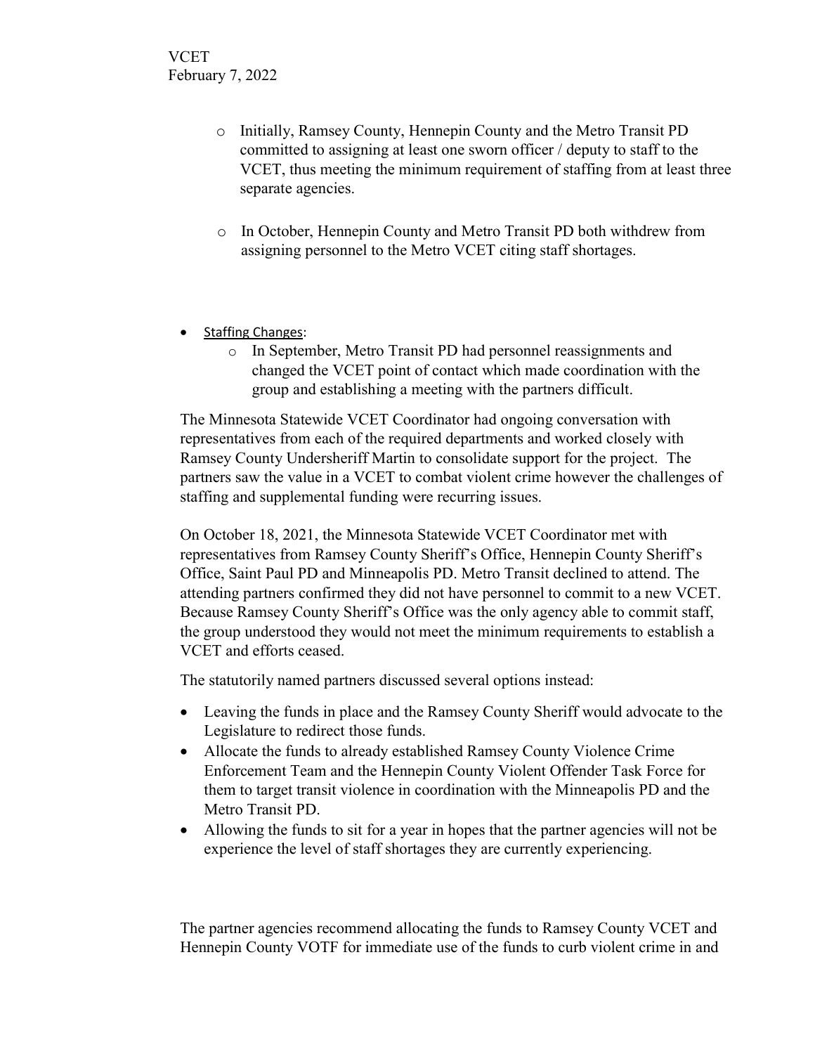- Initially, Ramsey County, Hennepin County and the Metro Transit PD committed to assigning at least one sworn officer / deputy to staff to the VCET, thus meeting the minimum requirement of staffing from at least three separate agencies.

- In October, Hennepin County and Metro Transit PD both withdrew from assigning personnel to the Metro VCET citing staff shortages.

- Staffing Changes:
  - In September, Metro Transit PD had personnel reassignments and changed the VCET point of contact which made coordination with the group and establishing a meeting with the partners difficult.

The Minnesota Statewide VCET Coordinator had ongoing conversation with representatives from each of the required departments and worked closely with Ramsey County Undersheriff Martin to consolidate support for the project. The partners saw the value in a VCET to combat violent crime however the challenges of staffing and supplemental funding were recurring issues.

On October 18, 2021, the Minnesota Statewide VCET Coordinator met with representatives from Ramsey County Sheriff's Office, Hennepin County Sheriff's Office, Saint Paul PD and Minneapolis PD. Metro Transit declined to attend. The attending partners confirmed they did not have personnel to commit to a new VCET. Because Ramsey County Sheriff's Office was the only agency able to commit staff, the group understood they would not meet the minimum requirements to establish a VCET and efforts ceased.

The statutorily named partners discussed several options instead:

- Leaving the funds in place and the Ramsey County Sheriff would advocate to the Legislature to redirect those funds.
- Allocate the funds to already established Ramsey County Violence Crime Enforcement Team and the Hennepin County Violent Offender Task Force for them to target transit violence in coordination with the Minneapolis PD and the Metro Transit PD.
- Allowing the funds to sit for a year in hopes that the partner agencies will not be experience the level of staff shortages they are currently experiencing.

The partner agencies recommend allocating the funds to Ramsey County VCET and Hennepin County VOTF for immediate use of the funds to curb violent crime in and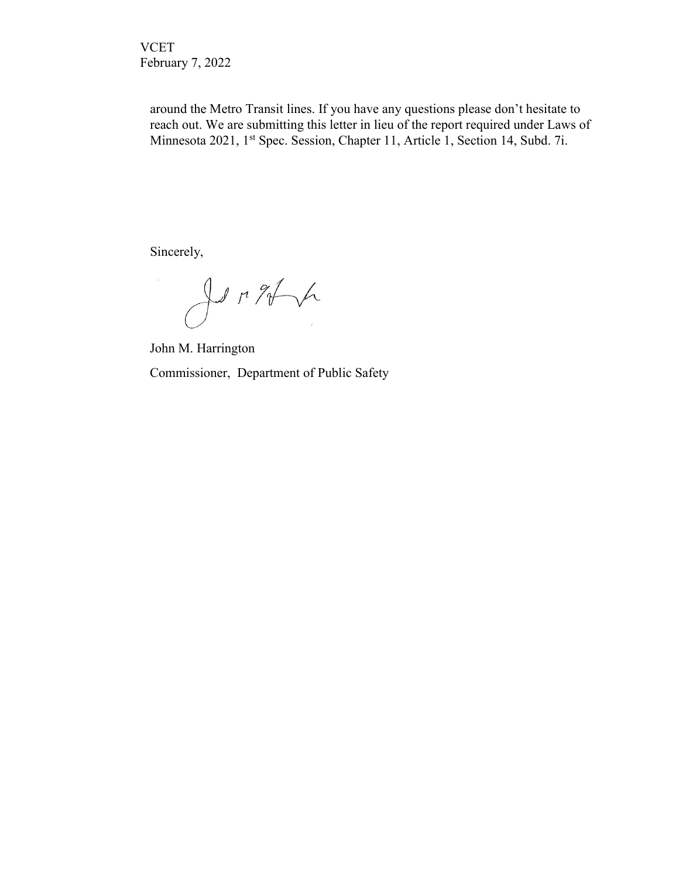around the Metro Transit lines. If you have any questions please don't hesitate to reach out. We are submitting this letter in lieu of the report required under Laws of Minnesota 2021, 1st Spec. Session, Chapter 11, Article 1, Section 14, Subd. 7i.

Sincerely,

John M. Harrington

Commissioner, Department of Public Safety